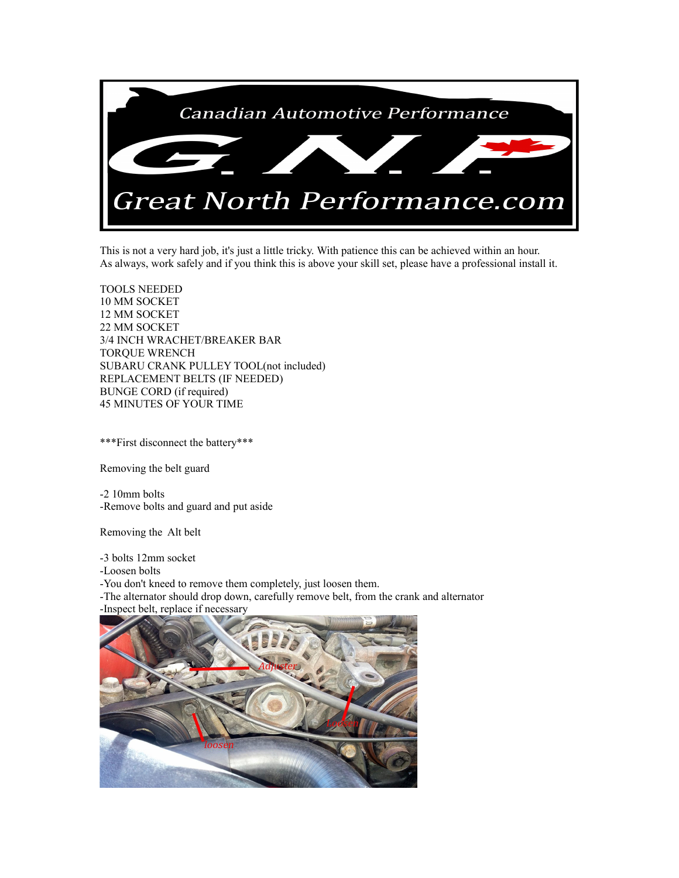Canadian Automotive Performance

G.N.P

Great North Performance.com

This is not a very hard job, it's just a little tricky. With patience this can be achieved within an hour.
As always, work safely and if you think this is above your skill set, please have a professional install it.

TOOLS NEEDED
10 MM SOCKET
12 MM SOCKET
22 MM SOCKET
3/4 INCH WRACHET/BREAKER BAR
TORQUE WRENCH
SUBARU CRANK PULLEY TOOL(not included)
REPLACEMENT BELTS (IF NEEDED)
BUNGE CORD (if required)
45 MINUTES OF YOUR TIME

***First disconnect the battery***

Removing the belt guard

-2 10mm bolts
-Remove bolts and guard and put aside

Removing the Alt belt

-3 bolts 12mm socket
-Loosen bolts
-You don't kneed to remove them completely, just loosen them.
-The alternator should drop down, carefully remove belt, from the crank and alternator
-Inspect belt, replace if necessary

Adjuster

Loosen

loosen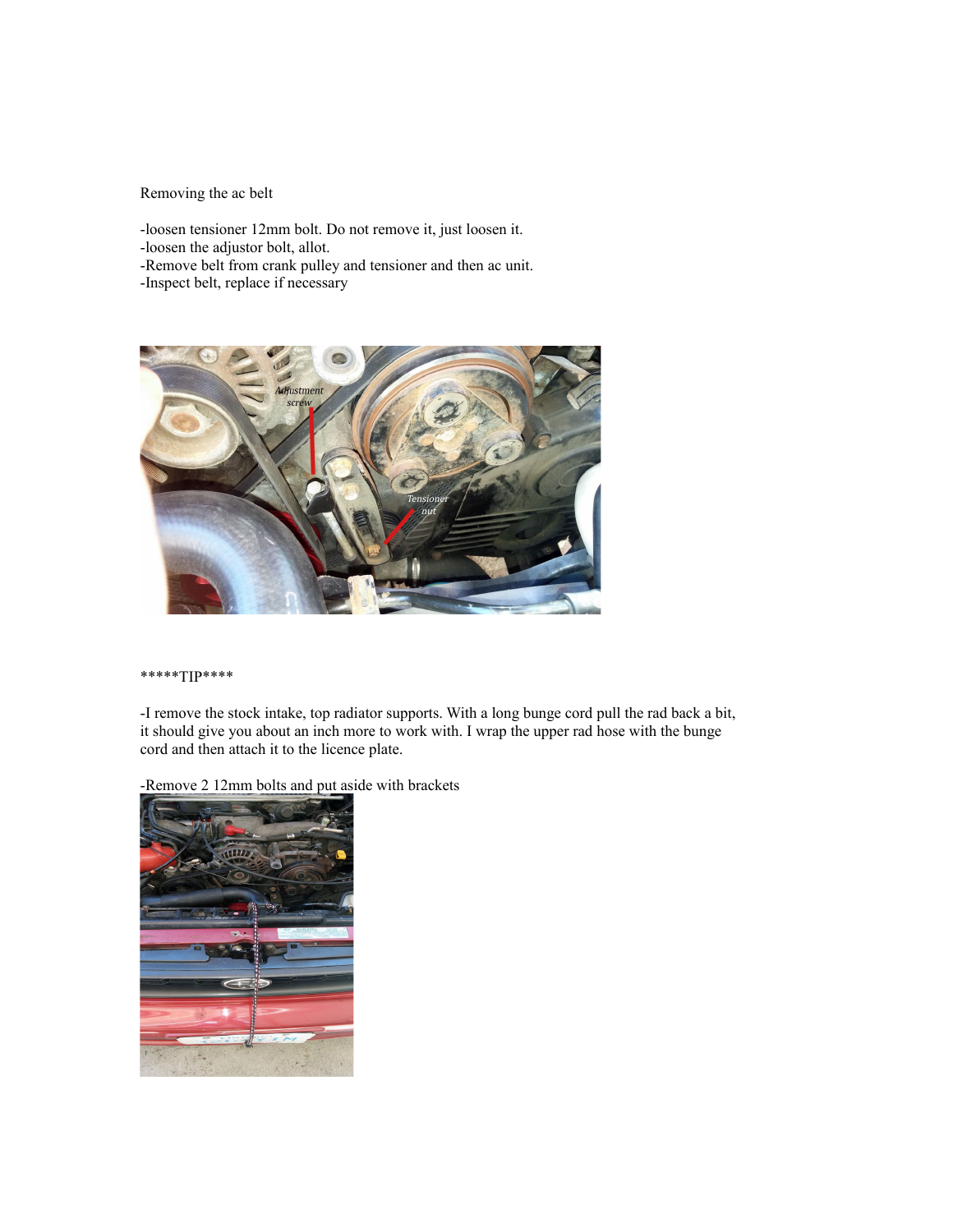Removing the ac belt

- loosen tensioner 12mm bolt. Do not remove it, just loosen it.
- loosen the adjustor bolt, allot.
- Remove belt from crank pulley and tensioner and then ac unit.
- Inspect belt, replace if necessary

*****TIP****

-I remove the stock intake, top radiator supports. With a long bungee cord pull the rad back a bit, it should give you about an inch more to work with. I wrap the upper rad hose with the bunge cord and then attach it to the licence plate.

-Remove 2 12mm bolts and put aside with brackets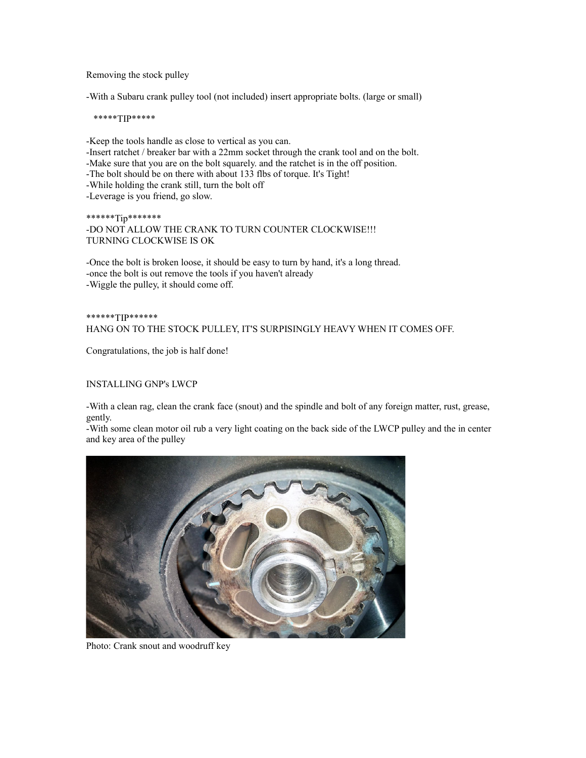Removing the stock pulley

-With a Subaru crank pulley tool (not included) insert appropriate bolts. (large or small)

*****TIP*****

-Keep the tools handle as close to vertical as you can.
-Insert ratchet / breaker bar with a 22mm socket through the crank tool and on the bolt.
-Make sure that you are on the bolt squarely. and the ratchet is in the off position.
-The bolt should be on there with about 133 flbs of torque. It's Tight!
-While holding the crank still, turn the bolt off
-Leverage is you friend, go slow.

******Tip*******
-DO NOT ALLOW THE CRANK TO TURN COUNTER CLOCKWISE!!!
TURNING CLOCKWISE IS OK

-Once the bolt is broken loose, it should be easy to turn by hand, it's a long thread.
-once the bolt is out remove the tools if you haven't already
-Wiggle the pulley, it should come off.

******TIP******
HANG ON TO THE STOCK PULLEY, IT'S SURPISINGLY HEAVY WHEN IT COMES OFF.

Congratulations, the job is half done!

INSTALLING GNP's LWCP

-With a clean rag, clean the crank face (snout) and the spindle and bolt of any foreign matter, rust, grease, gently.
-With some clean motor oil rub a very light coating on the back side of the LWCP pulley and the in center and key area of the pulley

Photo: Crank snout and woodruff key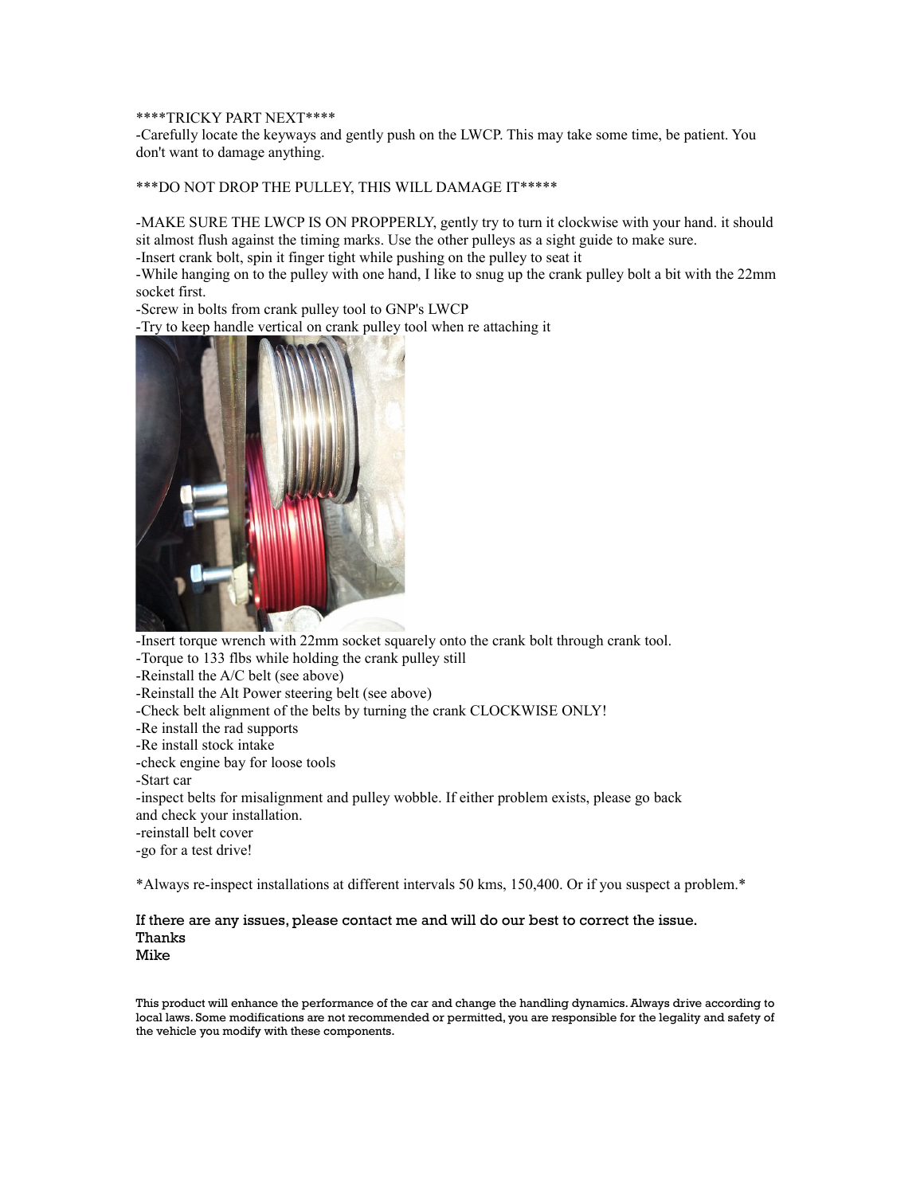****TRICKY PART NEXT****
-Carefully locate the keyways and gently push on the LWCP. This may take some time, be patient. You don't want to damage anything.

***DO NOT DROP THE PULLEY, THIS WILL DAMAGE IT*****

-MAKE SURE THE LWCP IS ON PROPPERLY, gently try to turn it clockwise with your hand. it should sit almost flush against the timing marks. Use the other pulleys as a sight guide to make sure.
-Insert crank bolt, spin it finger tight while pushing on the pulley to seat it
-While hanging on to the pulley with one hand, I like to snug up the crank pulley bolt a bit with the 22mm socket first.
-Screw in bolts from crank pulley tool to GNP's LWCP
-Try to keep handle vertical on crank pulley tool when re attaching it

-Insert torque wrench with 22mm socket squarely onto the crank bolt through crank tool.
-Torque to 133 flbs while holding the crank pulley still
-Reinstall the A/C belt (see above)
-Reinstall the Alt Power steering belt (see above)
-Check belt alignment of the belts by turning the crank CLOCKWISE ONLY!
-Re install the rad supports
-Re install stock intake
-check engine bay for loose tools
-Start car
-inspect belts for misalignment and pulley wobble. If either problem exists, please go back and check your installation.
-reinstall belt cover
-go for a test drive!

*Always re-inspect installations at different intervals 50 kms, 150,400. Or if you suspect a problem.*

If there are any issues, please contact me and will do our best to correct the issue.
Thanks
Mike

This product will enhance the performance of the car and change the handling dynamics. Always drive according to local laws. Some modifications are not recommended or permitted, you are responsible for the legality and safety of the vehicle you modify with these components.